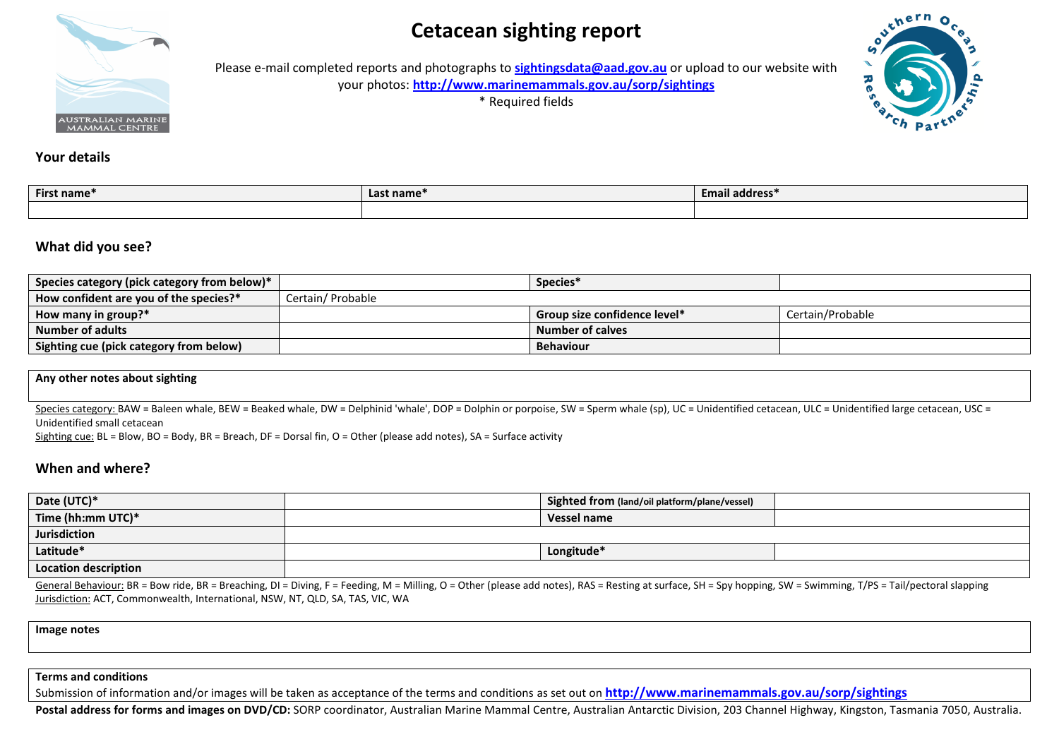# Cetacean sighting report

Please e-mail completed reports and photographs to **sightingsdata@aad.gov.au** or upload to our website with your photos: **http://www.marinemammals.gov.au/sorp/sightings**

\* Required fields

### Your details

| First name* | Last name* | Email address* |
|---|---|---|
| | | |

### What did you see?

| Species category (pick category from below)* | | Species* | |
|---|---|---|---|
| How confident are you of the species?* | Certain/ Probable | | |
| How many in group?* | | Group size confidence level* | Certain/Probable |
| Number of adults | | Number of calves | |
| Sighting cue (pick category from below) | | Behaviour | |

| Any other notes about sighting |
|---|
| |

Species category: BAW = Baleen whale, BEW = Beaked whale, DW = Delphinid 'whale', DOP = Dolphin or porpoise, SW = Sperm whale (sp), UC = Unidentified cetacean, ULC = Unidentified large cetacean, USC = Unidentified small cetacean

Sighting cue: BL = Blow, BO = Body, BR = Breach, DF = Dorsal fin, O = Other (please add notes), SA = Surface activity

### When and where?

| Date (UTC)* | | Sighted from (land/oil platform/plane/vessel) | |
|---|---|---|---|
| Time (hh:mm UTC)* | | Vessel name | |
| Jurisdiction | | | |
| Latitude* | | Longitude* | |
| Location description | | | |

General Behaviour: BR = Bow ride, BR = Breaching, DI = Diving, F = Feeding, M = Milling, O = Other (please add notes), RAS = Resting at surface, SH = Spy hopping, SW = Swimming, T/PS = Tail/pectoral slapping

Jurisdiction: ACT, Commonwealth, International, NSW, NT, QLD, SA, TAS, VIC, WA

| Image notes |
|---|
| |

**Terms and conditions**

Submission of information and/or images will be taken as acceptance of the terms and conditions as set out on **http://www.marinemammals.gov.au/sorp/sightings**

**Postal address for forms and images on DVD/CD:** SORP coordinator, Australian Marine Mammal Centre, Australian Antarctic Division, 203 Channel Highway, Kingston, Tasmania 7050, Australia.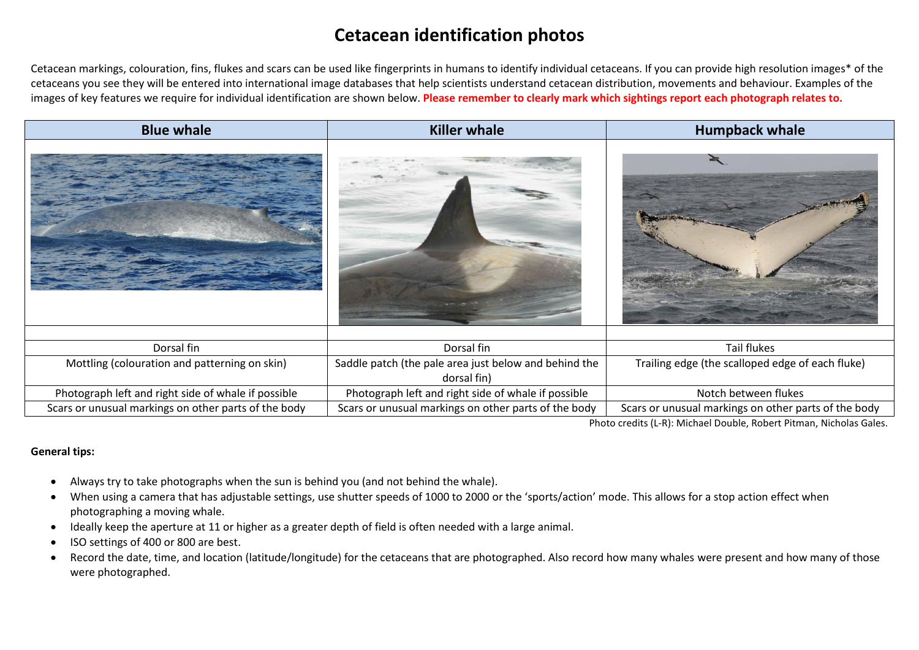# Cetacean identification photos

Cetacean markings, colouration, fins, flukes and scars can be used like fingerprints in humans to identify individual cetaceans. If you can provide high resolution images* of the cetaceans you see they will be entered into international image databases that help scientists understand cetacean distribution, movements and behaviour. Examples of the images of key features we require for individual identification are shown below. **Please remember to clearly mark which sightings report each photograph relates to.**

| Blue whale | Killer whale | Humpback whale |
|---|---|---|
| | | |
| | | |
| Dorsal fin | Dorsal fin | Tail flukes |
| Mottling (colouration and patterning on skin) | Saddle patch (the pale area just below and behind the dorsal fin) | Trailing edge (the scalloped edge of each fluke) |
| Photograph left and right side of whale if possible | Photograph left and right side of whale if possible | Notch between flukes |
| Scars or unusual markings on other parts of the body | Scars or unusual markings on other parts of the body | Scars or unusual markings on other parts of the body |

Photo credits (L-R): Michael Double, Robert Pitman, Nicholas Gales.

**General tips:**

- Always try to take photographs when the sun is behind you (and not behind the whale).
- When using a camera that has adjustable settings, use shutter speeds of 1000 to 2000 or the 'sports/action' mode. This allows for a stop action effect when photographing a moving whale.
- Ideally keep the aperture at 11 or higher as a greater depth of field is often needed with a large animal.
- ISO settings of 400 or 800 are best.
- Record the date, time, and location (latitude/longitude) for the cetaceans that are photographed. Also record how many whales were present and how many of those were photographed.